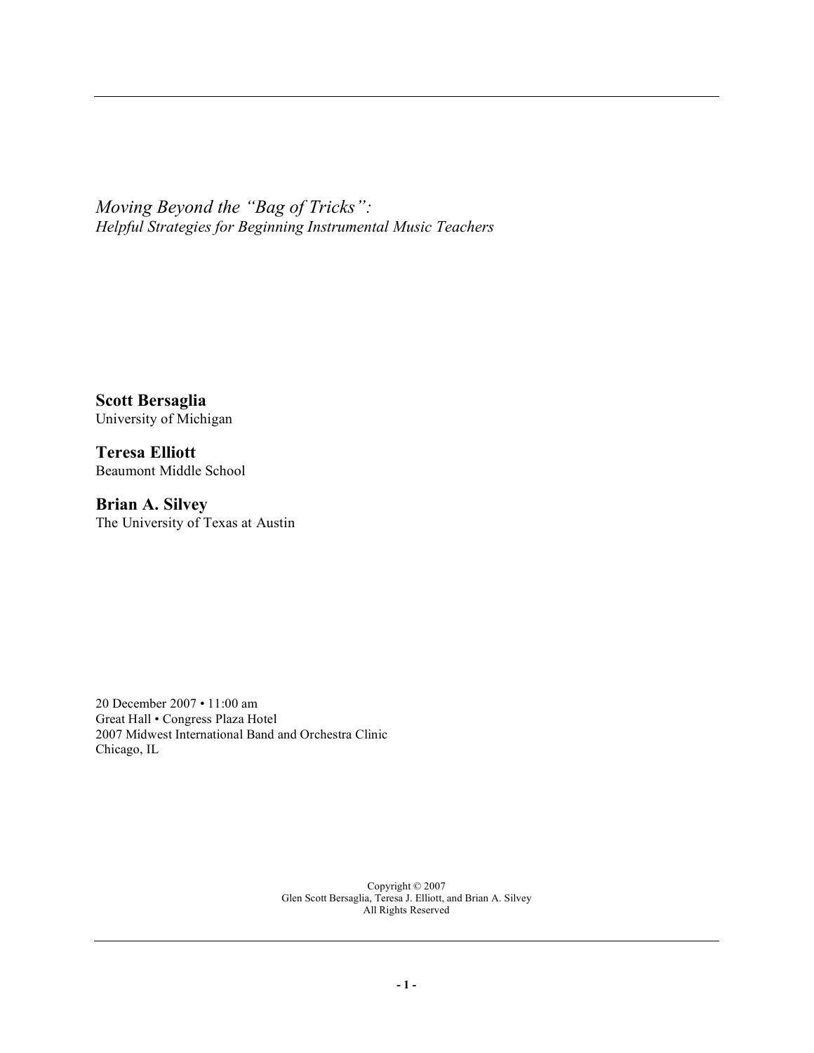*Moving Beyond the "Bag of Tricks":*
*Helpful Strategies for Beginning Instrumental Music Teachers*

**Scott Bersaglia**
University of Michigan

**Teresa Elliott**
Beaumont Middle School

**Brian A. Silvey**
The University of Texas at Austin

20 December 2007 • 11:00 am
Great Hall • Congress Plaza Hotel
2007 Midwest International Band and Orchestra Clinic
Chicago, IL

Copyright © 2007
Glen Scott Bersaglia, Teresa J. Elliott, and Brian A. Silvey
All Rights Reserved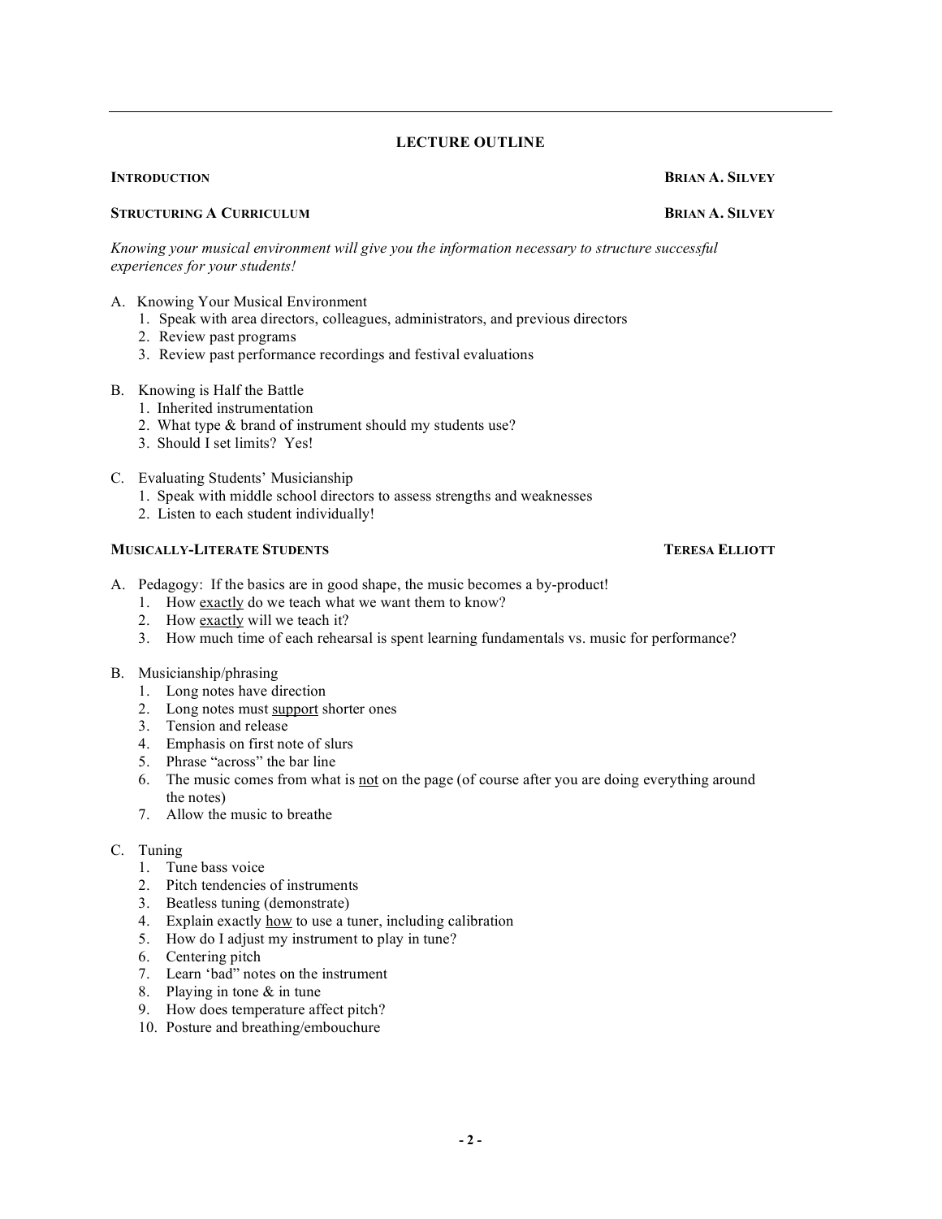## LECTURE OUTLINE

**INTRODUCTION** — **BRIAN A. SILVEY**

**STRUCTURING A CURRICULUM** — **BRIAN A. SILVEY**

*Knowing your musical environment will give you the information necessary to structure successful experiences for your students!*

A. Knowing Your Musical Environment
   1. Speak with area directors, colleagues, administrators, and previous directors
   2. Review past programs
   3. Review past performance recordings and festival evaluations

B. Knowing is Half the Battle
   1. Inherited instrumentation
   2. What type & brand of instrument should my students use?
   3. Should I set limits? Yes!

C. Evaluating Students' Musicianship
   1. Speak with middle school directors to assess strengths and weaknesses
   2. Listen to each student individually!

**MUSICALLY-LITERATE STUDENTS** — **TERESA ELLIOTT**

A. Pedagogy: If the basics are in good shape, the music becomes a by-product!
   1. How <u>exactly</u> do we teach what we want them to know?
   2. How <u>exactly</u> will we teach it?
   3. How much time of each rehearsal is spent learning fundamentals vs. music for performance?

B. Musicianship/phrasing
   1. Long notes have direction
   2. Long notes must <u>support</u> shorter ones
   3. Tension and release
   4. Emphasis on first note of slurs
   5. Phrase "across" the bar line
   6. The music comes from what is <u>not</u> on the page (of course after you are doing everything around the notes)
   7. Allow the music to breathe

C. Tuning
   1. Tune bass voice
   2. Pitch tendencies of instruments
   3. Beatless tuning (demonstrate)
   4. Explain exactly <u>how</u> to use a tuner, including calibration
   5. How do I adjust my instrument to play in tune?
   6. Centering pitch
   7. Learn 'bad" notes on the instrument
   8. Playing in tone & in tune
   9. How does temperature affect pitch?
   10. Posture and breathing/embouchure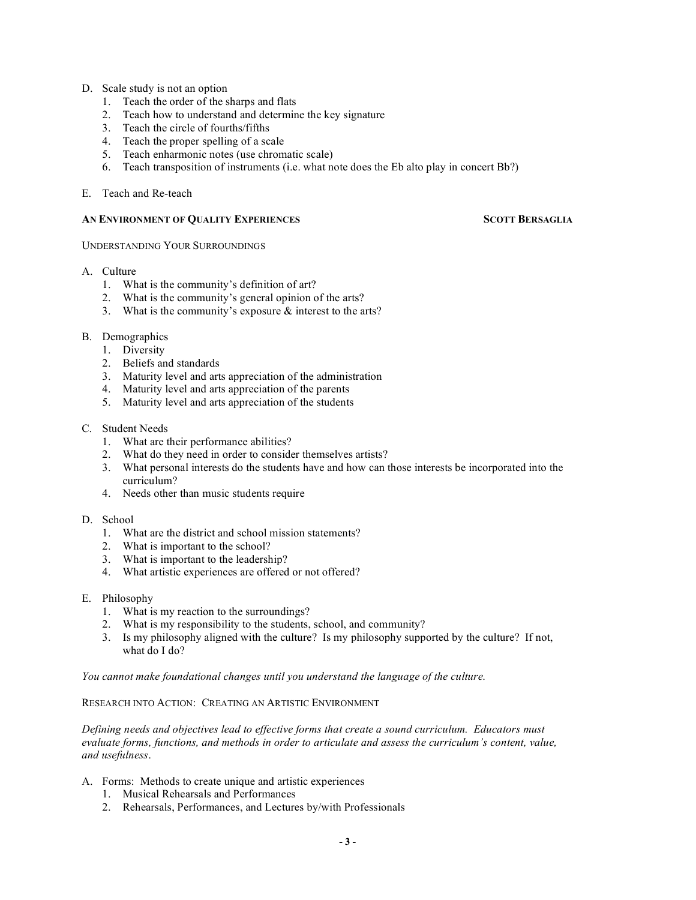D. Scale study is not an option
   1. Teach the order of the sharps and flats
   2. Teach how to understand and determine the key signature
   3. Teach the circle of fourths/fifths
   4. Teach the proper spelling of a scale
   5. Teach enharmonic notes (use chromatic scale)
   6. Teach transposition of instruments (i.e. what note does the Eb alto play in concert Bb?)

E. Teach and Re-teach

## AN ENVIRONMENT OF QUALITY EXPERIENCES — SCOTT BERSAGLIA

### UNDERSTANDING YOUR SURROUNDINGS

A. Culture
   1. What is the community's definition of art?
   2. What is the community's general opinion of the arts?
   3. What is the community's exposure & interest to the arts?

B. Demographics
   1. Diversity
   2. Beliefs and standards
   3. Maturity level and arts appreciation of the administration
   4. Maturity level and arts appreciation of the parents
   5. Maturity level and arts appreciation of the students

C. Student Needs
   1. What are their performance abilities?
   2. What do they need in order to consider themselves artists?
   3. What personal interests do the students have and how can those interests be incorporated into the curriculum?
   4. Needs other than music students require

D. School
   1. What are the district and school mission statements?
   2. What is important to the school?
   3. What is important to the leadership?
   4. What artistic experiences are offered or not offered?

E. Philosophy
   1. What is my reaction to the surroundings?
   2. What is my responsibility to the students, school, and community?
   3. Is my philosophy aligned with the culture? Is my philosophy supported by the culture? If not, what do I do?

*You cannot make foundational changes until you understand the language of the culture.*

### RESEARCH INTO ACTION: CREATING AN ARTISTIC ENVIRONMENT

*Defining needs and objectives lead to effective forms that create a sound curriculum. Educators must evaluate forms, functions, and methods in order to articulate and assess the curriculum's content, value, and usefulness.*

A. Forms: Methods to create unique and artistic experiences
   1. Musical Rehearsals and Performances
   2. Rehearsals, Performances, and Lectures by/with Professionals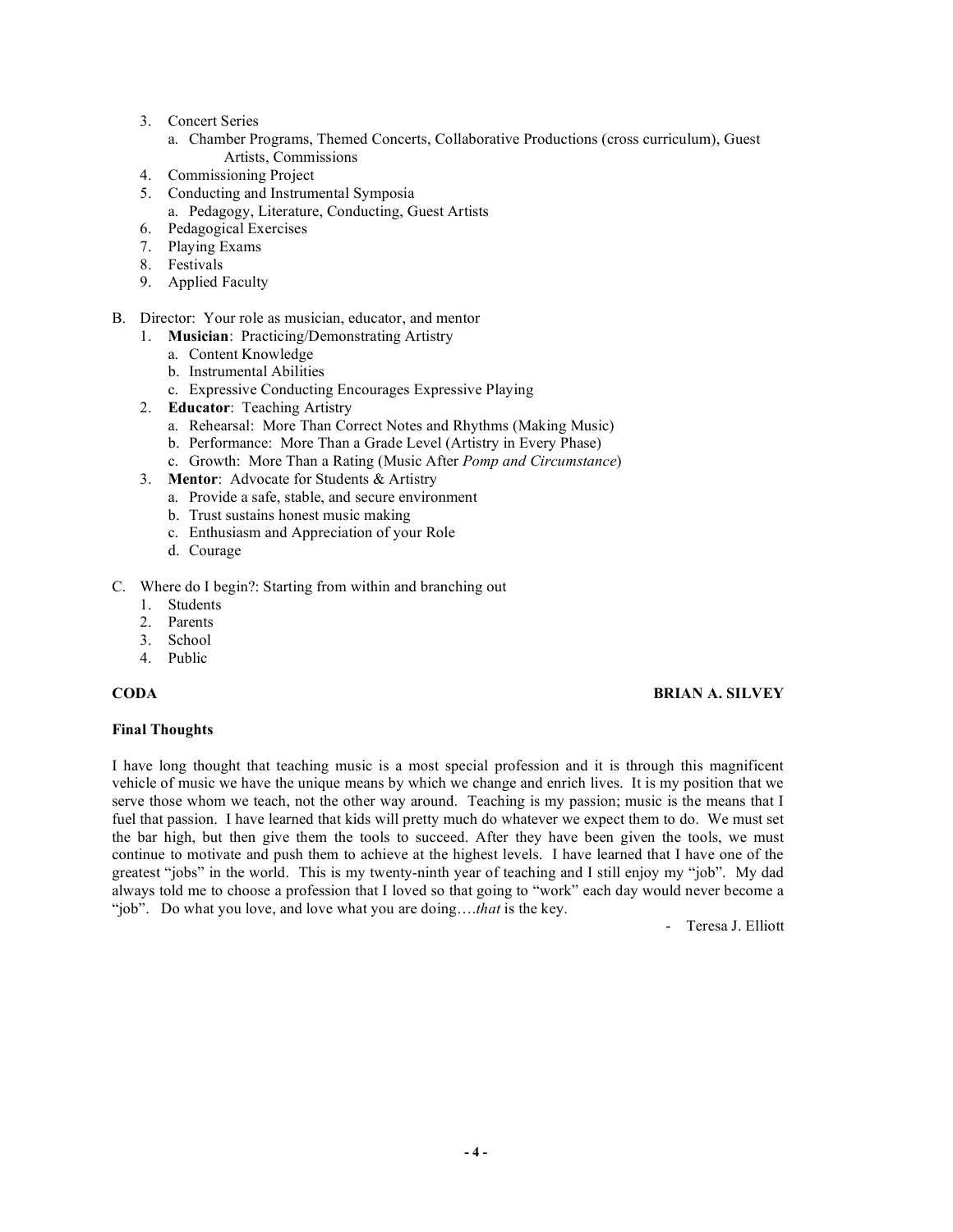3. Concert Series
    a. Chamber Programs, Themed Concerts, Collaborative Productions (cross curriculum), Guest Artists, Commissions
4. Commissioning Project
5. Conducting and Instrumental Symposia
    a. Pedagogy, Literature, Conducting, Guest Artists
6. Pedagogical Exercises
7. Playing Exams
8. Festivals
9. Applied Faculty

B. Director: Your role as musician, educator, and mentor
1. **Musician**: Practicing/Demonstrating Artistry
    a. Content Knowledge
    b. Instrumental Abilities
    c. Expressive Conducting Encourages Expressive Playing
2. **Educator**: Teaching Artistry
    a. Rehearsal: More Than Correct Notes and Rhythms (Making Music)
    b. Performance: More Than a Grade Level (Artistry in Every Phase)
    c. Growth: More Than a Rating (Music After *Pomp and Circumstance*)
3. **Mentor**: Advocate for Students & Artistry
    a. Provide a safe, stable, and secure environment
    b. Trust sustains honest music making
    c. Enthusiasm and Appreciation of your Role
    d. Courage

C. Where do I begin?: Starting from within and branching out
1. Students
2. Parents
3. School
4. Public

**CODA** **BRIAN A. SILVEY**

**Final Thoughts**

I have long thought that teaching music is a most special profession and it is through this magnificent vehicle of music we have the unique means by which we change and enrich lives. It is my position that we serve those whom we teach, not the other way around. Teaching is my passion; music is the means that I fuel that passion. I have learned that kids will pretty much do whatever we expect them to do. We must set the bar high, but then give them the tools to succeed. After they have been given the tools, we must continue to motivate and push them to achieve at the highest levels. I have learned that I have one of the greatest "jobs" in the world. This is my twenty-ninth year of teaching and I still enjoy my "job". My dad always told me to choose a profession that I loved so that going to "work" each day would never become a "job". Do what you love, and love what you are doing….*that* is the key.

- Teresa J. Elliott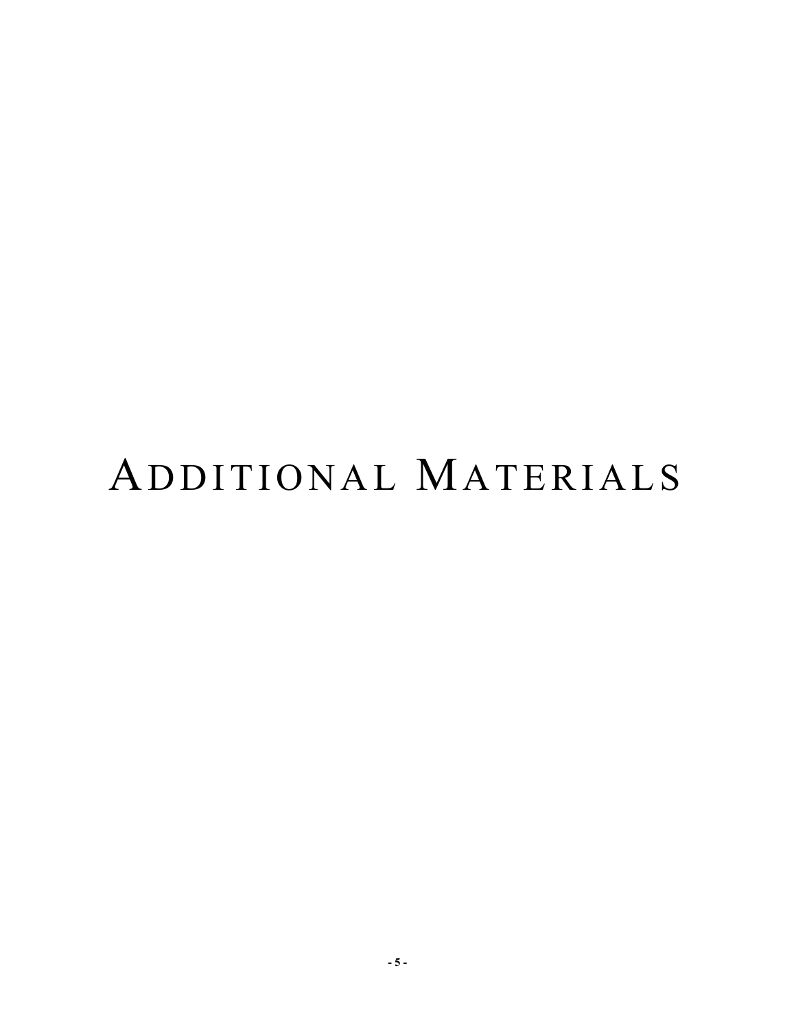# Additional Materials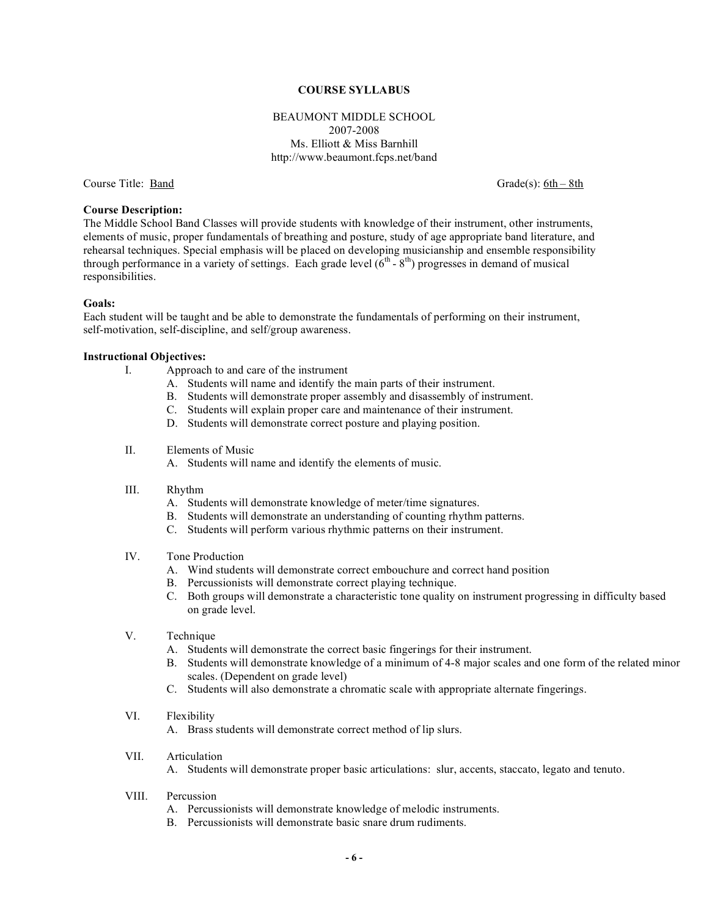# COURSE SYLLABUS

BEAUMONT MIDDLE SCHOOL
2007-2008
Ms. Elliott & Miss Barnhill
http://www.beaumont.fcps.net/band

Course Title: Band Grade(s): 6th – 8th

**Course Description:**
The Middle School Band Classes will provide students with knowledge of their instrument, other instruments, elements of music, proper fundamentals of breathing and posture, study of age appropriate band literature, and rehearsal techniques. Special emphasis will be placed on developing musicianship and ensemble responsibility through performance in a variety of settings. Each grade level (6th - 8th) progresses in demand of musical responsibilities.

**Goals:**
Each student will be taught and be able to demonstrate the fundamentals of performing on their instrument, self-motivation, self-discipline, and self/group awareness.

**Instructional Objectives:**

I. Approach to and care of the instrument
   A. Students will name and identify the main parts of their instrument.
   B. Students will demonstrate proper assembly and disassembly of instrument.
   C. Students will explain proper care and maintenance of their instrument.
   D. Students will demonstrate correct posture and playing position.

II. Elements of Music
   A. Students will name and identify the elements of music.

III. Rhythm
   A. Students will demonstrate knowledge of meter/time signatures.
   B. Students will demonstrate an understanding of counting rhythm patterns.
   C. Students will perform various rhythmic patterns on their instrument.

IV. Tone Production
   A. Wind students will demonstrate correct embouchure and correct hand position
   B. Percussionists will demonstrate correct playing technique.
   C. Both groups will demonstrate a characteristic tone quality on instrument progressing in difficulty based on grade level.

V. Technique
   A. Students will demonstrate the correct basic fingerings for their instrument.
   B. Students will demonstrate knowledge of a minimum of 4-8 major scales and one form of the related minor scales. (Dependent on grade level)
   C. Students will also demonstrate a chromatic scale with appropriate alternate fingerings.

VI. Flexibility
   A. Brass students will demonstrate correct method of lip slurs.

VII. Articulation
   A. Students will demonstrate proper basic articulations: slur, accents, staccato, legato and tenuto.

VIII. Percussion
   A. Percussionists will demonstrate knowledge of melodic instruments.
   B. Percussionists will demonstrate basic snare drum rudiments.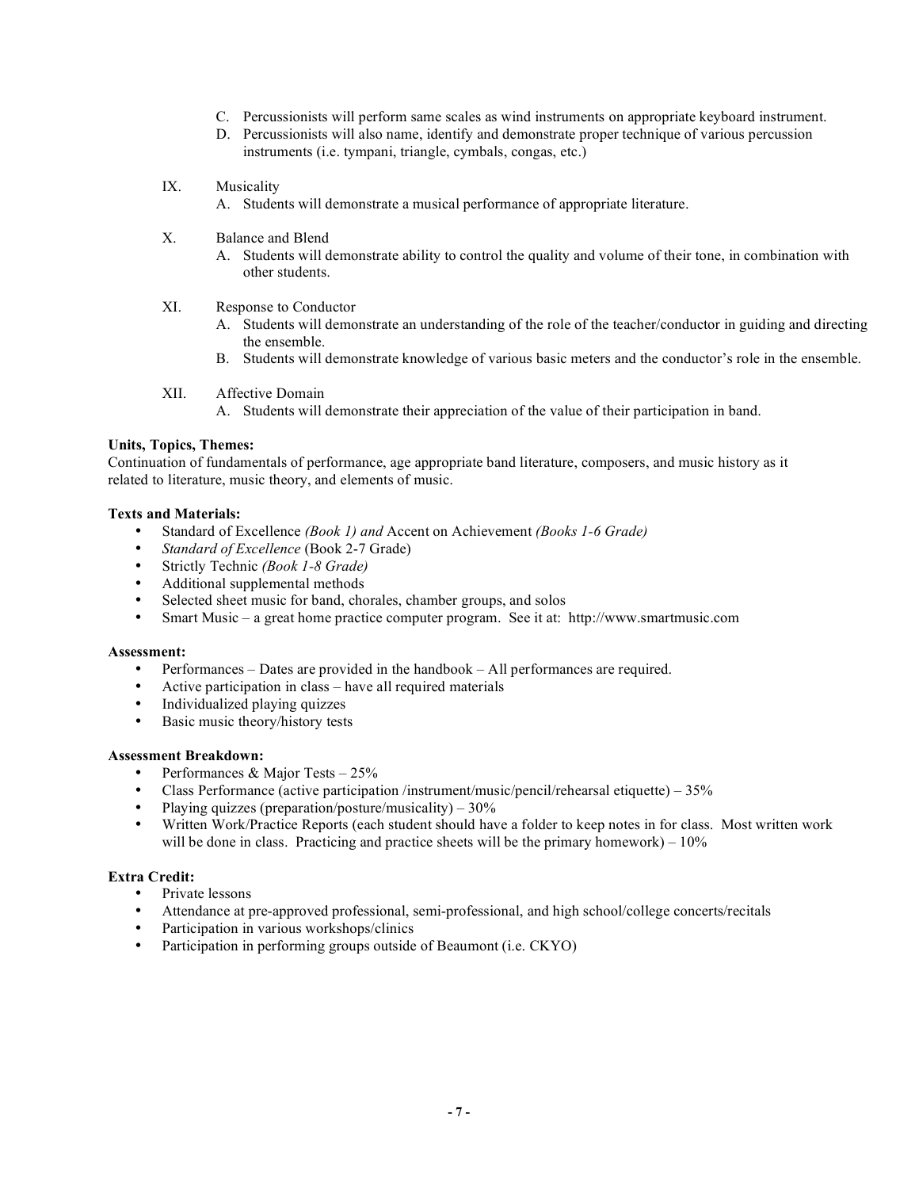C. Percussionists will perform same scales as wind instruments on appropriate keyboard instrument.
D. Percussionists will also name, identify and demonstrate proper technique of various percussion instruments (i.e. tympani, triangle, cymbals, congas, etc.)

IX. Musicality
   A. Students will demonstrate a musical performance of appropriate literature.

X. Balance and Blend
   A. Students will demonstrate ability to control the quality and volume of their tone, in combination with other students.

XI. Response to Conductor
   A. Students will demonstrate an understanding of the role of the teacher/conductor in guiding and directing the ensemble.
   B. Students will demonstrate knowledge of various basic meters and the conductor's role in the ensemble.

XII. Affective Domain
   A. Students will demonstrate their appreciation of the value of their participation in band.

**Units, Topics, Themes:**
Continuation of fundamentals of performance, age appropriate band literature, composers, and music history as it related to literature, music theory, and elements of music.

**Texts and Materials:**
- Standard of Excellence *(Book 1) and* Accent on Achievement *(Books 1-6 Grade)*
- *Standard of Excellence* (Book 2-7 Grade)
- Strictly Technic *(Book 1-8 Grade)*
- Additional supplemental methods
- Selected sheet music for band, chorales, chamber groups, and solos
- Smart Music – a great home practice computer program. See it at: http://www.smartmusic.com

**Assessment:**
- Performances – Dates are provided in the handbook – All performances are required.
- Active participation in class – have all required materials
- Individualized playing quizzes
- Basic music theory/history tests

**Assessment Breakdown:**
- Performances & Major Tests – 25%
- Class Performance (active participation /instrument/music/pencil/rehearsal etiquette) – 35%
- Playing quizzes (preparation/posture/musicality) – 30%
- Written Work/Practice Reports (each student should have a folder to keep notes in for class. Most written work will be done in class. Practicing and practice sheets will be the primary homework) – 10%

**Extra Credit:**
- Private lessons
- Attendance at pre-approved professional, semi-professional, and high school/college concerts/recitals
- Participation in various workshops/clinics
- Participation in performing groups outside of Beaumont (i.e. CKYO)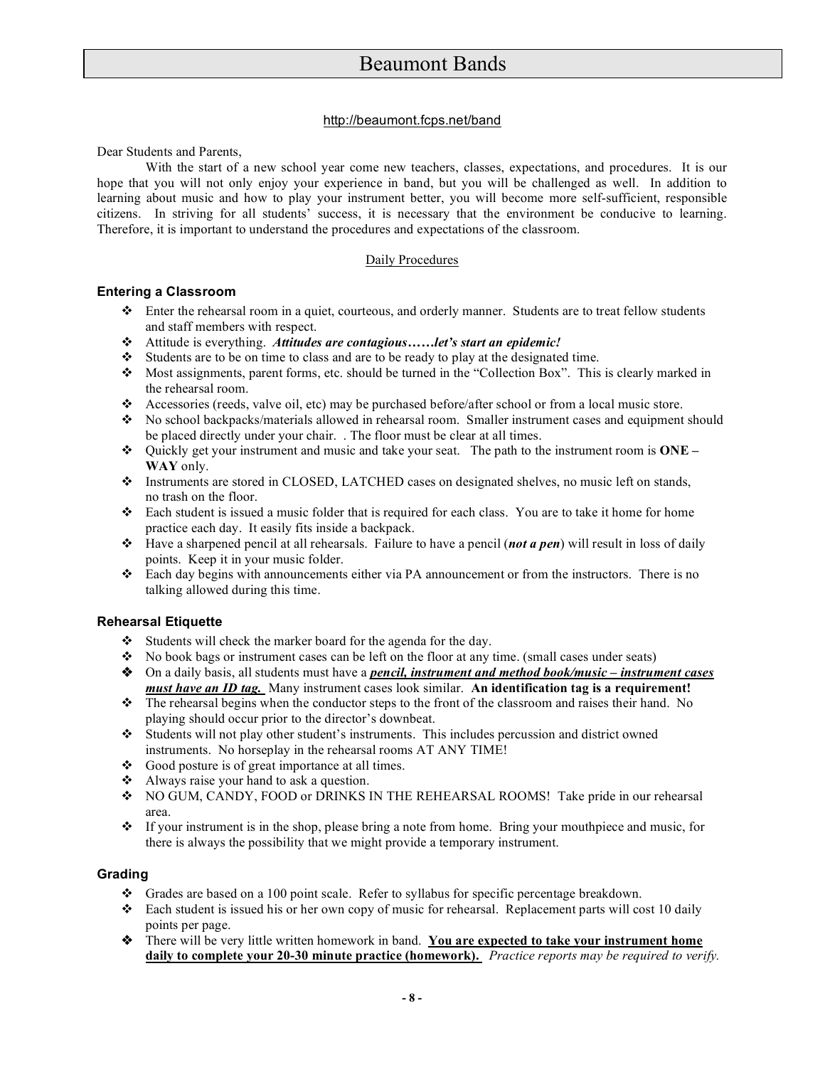# Beaumont Bands

http://beaumont.fcps.net/band

Dear Students and Parents,

With the start of a new school year come new teachers, classes, expectations, and procedures. It is our hope that you will not only enjoy your experience in band, but you will be challenged as well. In addition to learning about music and how to play your instrument better, you will become more self-sufficient, responsible citizens. In striving for all students' success, it is necessary that the environment be conducive to learning. Therefore, it is important to understand the procedures and expectations of the classroom.

## Daily Procedures

### Entering a Classroom

- Enter the rehearsal room in a quiet, courteous, and orderly manner. Students are to treat fellow students and staff members with respect.
- Attitude is everything. ***Attitudes are contagious……let's start an epidemic!***
- Students are to be on time to class and are to be ready to play at the designated time.
- Most assignments, parent forms, etc. should be turned in the "Collection Box". This is clearly marked in the rehearsal room.
- Accessories (reeds, valve oil, etc) may be purchased before/after school or from a local music store.
- No school backpacks/materials allowed in rehearsal room. Smaller instrument cases and equipment should be placed directly under your chair. . The floor must be clear at all times.
- Quickly get your instrument and music and take your seat. The path to the instrument room is **ONE – WAY** only.
- Instruments are stored in CLOSED, LATCHED cases on designated shelves, no music left on stands, no trash on the floor.
- Each student is issued a music folder that is required for each class. You are to take it home for home practice each day. It easily fits inside a backpack.
- Have a sharpened pencil at all rehearsals. Failure to have a pencil (***not a pen***) will result in loss of daily points. Keep it in your music folder.
- Each day begins with announcements either via PA announcement or from the instructors. There is no talking allowed during this time.

### Rehearsal Etiquette

- Students will check the marker board for the agenda for the day.
- No book bags or instrument cases can be left on the floor at any time. (small cases under seats)
- On a daily basis, all students must have a ***pencil, instrument and method book/music – instrument cases must have an ID tag.*** Many instrument cases look similar. **An identification tag is a requirement!**
- The rehearsal begins when the conductor steps to the front of the classroom and raises their hand. No playing should occur prior to the director's downbeat.
- Students will not play other student's instruments. This includes percussion and district owned instruments. No horseplay in the rehearsal rooms AT ANY TIME!
- Good posture is of great importance at all times.
- Always raise your hand to ask a question.
- NO GUM, CANDY, FOOD or DRINKS IN THE REHEARSAL ROOMS! Take pride in our rehearsal area.
- If your instrument is in the shop, please bring a note from home. Bring your mouthpiece and music, for there is always the possibility that we might provide a temporary instrument.

### Grading

- Grades are based on a 100 point scale. Refer to syllabus for specific percentage breakdown.
- Each student is issued his or her own copy of music for rehearsal. Replacement parts will cost 10 daily points per page.
- There will be very little written homework in band. **You are expected to take your instrument home daily to complete your 20-30 minute practice (homework).** *Practice reports may be required to verify.*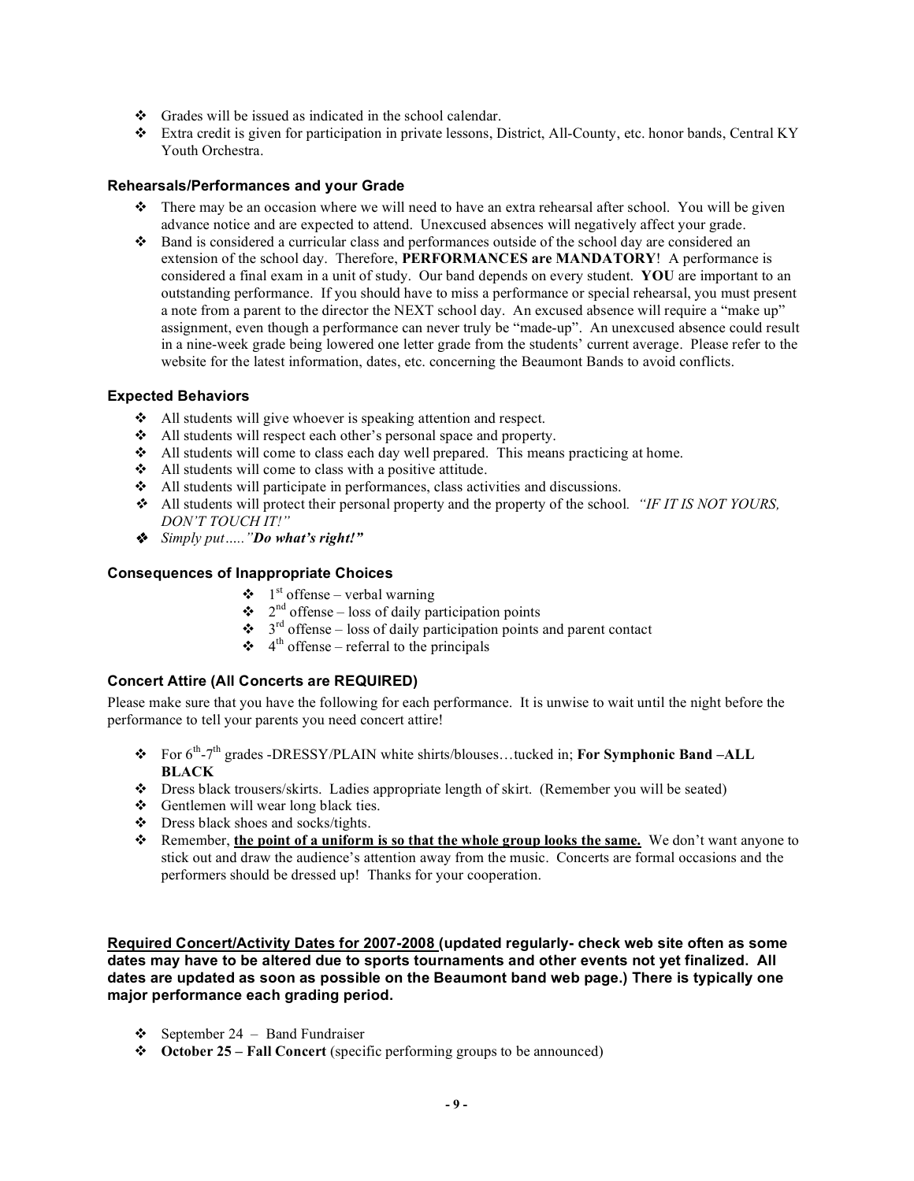- Grades will be issued as indicated in the school calendar.
- Extra credit is given for participation in private lessons, District, All-County, etc. honor bands, Central KY Youth Orchestra.

### Rehearsals/Performances and your Grade

- There may be an occasion where we will need to have an extra rehearsal after school. You will be given advance notice and are expected to attend. Unexcused absences will negatively affect your grade.
- Band is considered a curricular class and performances outside of the school day are considered an extension of the school day. Therefore, **PERFORMANCES are MANDATORY**! A performance is considered a final exam in a unit of study. Our band depends on every student. **YOU** are important to an outstanding performance. If you should have to miss a performance or special rehearsal, you must present a note from a parent to the director the NEXT school day. An excused absence will require a "make up" assignment, even though a performance can never truly be "made-up". An unexcused absence could result in a nine-week grade being lowered one letter grade from the students' current average. Please refer to the website for the latest information, dates, etc. concerning the Beaumont Bands to avoid conflicts.

### Expected Behaviors

- All students will give whoever is speaking attention and respect.
- All students will respect each other's personal space and property.
- All students will come to class each day well prepared. This means practicing at home.
- All students will come to class with a positive attitude.
- All students will participate in performances, class activities and discussions.
- All students will protect their personal property and the property of the school. *"IF IT IS NOT YOURS, DON'T TOUCH IT!"*
- *Simply put….."**Do what's right!"***

### Consequences of Inappropriate Choices

- 1st offense – verbal warning
- 2nd offense – loss of daily participation points
- 3rd offense – loss of daily participation points and parent contact
- 4th offense – referral to the principals

### Concert Attire (All Concerts are REQUIRED)

Please make sure that you have the following for each performance. It is unwise to wait until the night before the performance to tell your parents you need concert attire!

- For 6th-7th grades -DRESSY/PLAIN white shirts/blouses…tucked in; **For Symphonic Band –ALL BLACK**
- Dress black trousers/skirts. Ladies appropriate length of skirt. (Remember you will be seated)
- Gentlemen will wear long black ties.
- Dress black shoes and socks/tights.
- Remember, **<u>the point of a uniform is so that the whole group looks the same.</u>** We don't want anyone to stick out and draw the audience's attention away from the music. Concerts are formal occasions and the performers should be dressed up! Thanks for your cooperation.

**<u>Required Concert/Activity Dates for 2007-2008</u> (updated regularly- check web site often as some dates may have to be altered due to sports tournaments and other events not yet finalized. All dates are updated as soon as possible on the Beaumont band web page.) There is typically one major performance each grading period.**

- September 24 – Band Fundraiser
- **October 25 – Fall Concert** (specific performing groups to be announced)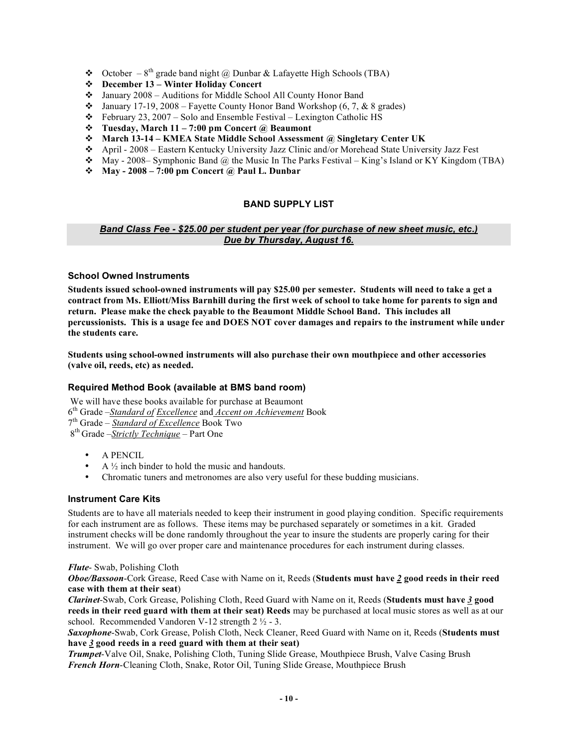- October – 8th grade band night @ Dunbar & Lafayette High Schools (TBA)
- **December 13 – Winter Holiday Concert**
- January 2008 – Auditions for Middle School All County Honor Band
- January 17-19, 2008 – Fayette County Honor Band Workshop (6, 7, & 8 grades)
- February 23, 2007 – Solo and Ensemble Festival – Lexington Catholic HS
- **Tuesday, March 11 – 7:00 pm Concert @ Beaumont**
- **March 13-14 – KMEA State Middle School Assessment @ Singletary Center UK**
- April - 2008 – Eastern Kentucky University Jazz Clinic and/or Morehead State University Jazz Fest
- May - 2008– Symphonic Band @ the Music In The Parks Festival – King's Island or KY Kingdom (TBA)
- **May - 2008 – 7:00 pm Concert @ Paul L. Dunbar**

## BAND SUPPLY LIST

***Band Class Fee - $25.00 per student per year (for purchase of new sheet music, etc.)***
***Due by Thursday, August 16.***

### School Owned Instruments

**Students issued school-owned instruments will pay $25.00 per semester. Students will need to take a get a contract from Ms. Elliott/Miss Barnhill during the first week of school to take home for parents to sign and return. Please make the check payable to the Beaumont Middle School Band. This includes all percussionists. This is a usage fee and DOES NOT cover damages and repairs to the instrument while under the students care.**

**Students using school-owned instruments will also purchase their own mouthpiece and other accessories (valve oil, reeds, etc) as needed.**

### Required Method Book (available at BMS band room)

We will have these books available for purchase at Beaumont
6th Grade –*Standard of Excellence* and *Accent on Achievement* Book
7th Grade – *Standard of Excellence* Book Two
8th Grade –*Strictly Technique* – Part One

- A PENCIL
- A ½ inch binder to hold the music and handouts.
- Chromatic tuners and metronomes are also very useful for these budding musicians.

### Instrument Care Kits

Students are to have all materials needed to keep their instrument in good playing condition. Specific requirements for each instrument are as follows. These items may be purchased separately or sometimes in a kit. Graded instrument checks will be done randomly throughout the year to insure the students are properly caring for their instrument. We will go over proper care and maintenance procedures for each instrument during classes.

***Flute***- Swab, Polishing Cloth
***Oboe/Bassoon***-Cork Grease, Reed Case with Name on it, Reeds (**Students must have *2* good reeds in their reed case with them at their seat**)
***Clarinet***-Swab, Cork Grease, Polishing Cloth, Reed Guard with Name on it, Reeds (**Students must have *3* good reeds in their reed guard with them at their seat) Reeds** may be purchased at local music stores as well as at our school. Recommended Vandoren V-12 strength 2 ½ - 3.
***Saxophone***-Swab, Cork Grease, Polish Cloth, Neck Cleaner, Reed Guard with Name on it, Reeds (**Students must have *3* good reeds in a reed guard with them at their seat)**
***Trumpet***-Valve Oil, Snake, Polishing Cloth, Tuning Slide Grease, Mouthpiece Brush, Valve Casing Brush
***French Horn***-Cleaning Cloth, Snake, Rotor Oil, Tuning Slide Grease, Mouthpiece Brush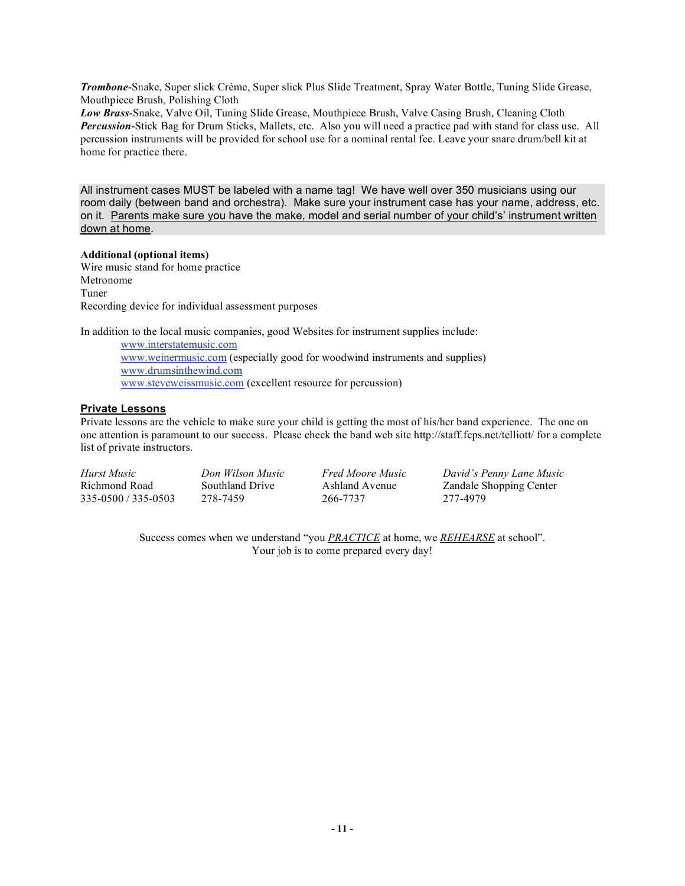***Trombone***-Snake, Super slick Crème, Super slick Plus Slide Treatment, Spray Water Bottle, Tuning Slide Grease, Mouthpiece Brush, Polishing Cloth
***Low Brass***-Snake, Valve Oil, Tuning Slide Grease, Mouthpiece Brush, Valve Casing Brush, Cleaning Cloth
***Percussion***-Stick Bag for Drum Sticks, Mallets, etc. Also you will need a practice pad with stand for class use. All percussion instruments will be provided for school use for a nominal rental fee. Leave your snare drum/bell kit at home for practice there.

All instrument cases MUST be labeled with a name tag! We have well over 350 musicians using our room daily (between band and orchestra). Make sure your instrument case has your name, address, etc. on it. <u>Parents make sure you have the make, model and serial number of your child's' instrument written down at home</u>.

**Additional (optional items)**
Wire music stand for home practice
Metronome
Tuner
Recording device for individual assessment purposes

In addition to the local music companies, good Websites for instrument supplies include:

- www.interstatemusic.com
- www.weinermusic.com (especially good for woodwind instruments and supplies)
- www.drumsinthewind.com
- www.steveweissmusic.com (excellent resource for percussion)

## Private Lessons

Private lessons are the vehicle to make sure your child is getting the most of his/her band experience. The one on one attention is paramount to our success. Please check the band web site http://staff.fcps.net/telliott/ for a complete list of private instructors.

| *Hurst Music* | *Don Wilson Music* | *Fred Moore Music* | *David's Penny Lane Music* |
|---|---|---|---|
| Richmond Road | Southland Drive | Ashland Avenue | Zandale Shopping Center |
| 335-0500 / 335-0503 | 278-7459 | 266-7737 | 277-4979 |

Success comes when we understand "you <u>*PRACTICE*</u> at home, we <u>*REHEARSE*</u> at school".
Your job is to come prepared every day!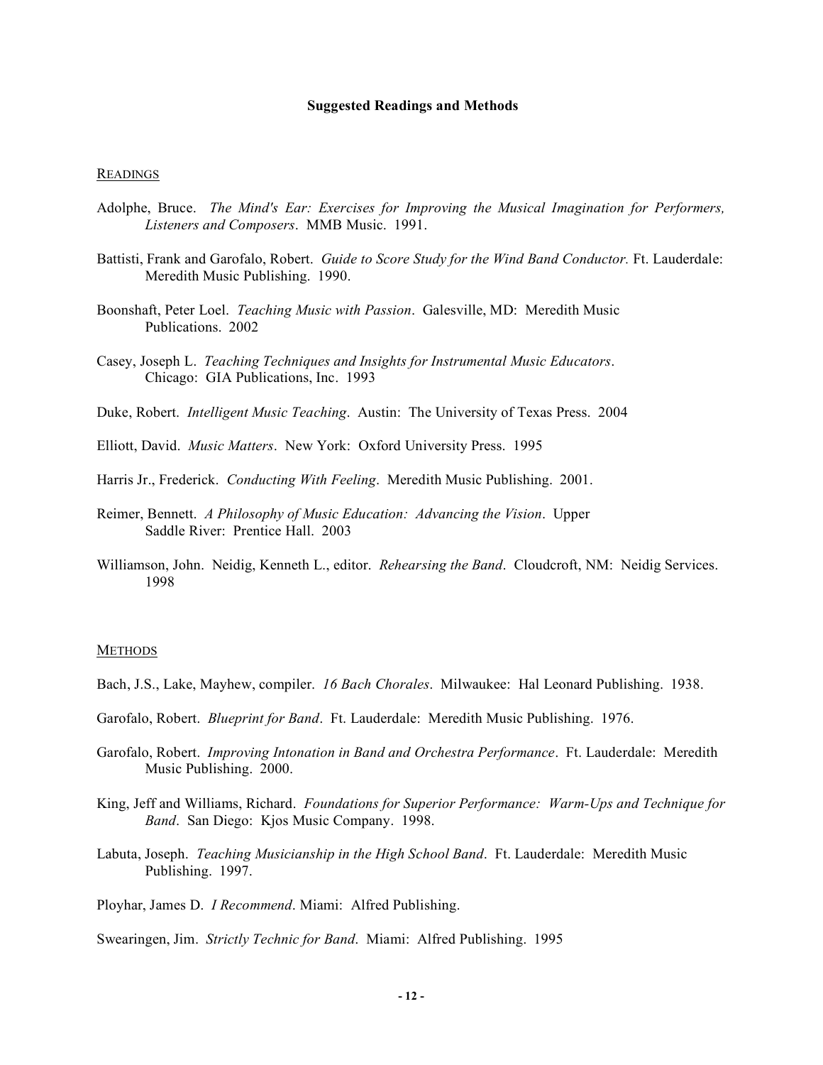## Suggested Readings and Methods

### READINGS

Adolphe, Bruce. *The Mind's Ear: Exercises for Improving the Musical Imagination for Performers, Listeners and Composers*. MMB Music. 1991.

Battisti, Frank and Garofalo, Robert. *Guide to Score Study for the Wind Band Conductor.* Ft. Lauderdale: Meredith Music Publishing. 1990.

Boonshaft, Peter Loel. *Teaching Music with Passion*. Galesville, MD: Meredith Music Publications. 2002

Casey, Joseph L. *Teaching Techniques and Insights for Instrumental Music Educators*. Chicago: GIA Publications, Inc. 1993

Duke, Robert. *Intelligent Music Teaching*. Austin: The University of Texas Press. 2004

Elliott, David. *Music Matters*. New York: Oxford University Press. 1995

Harris Jr., Frederick. *Conducting With Feeling*. Meredith Music Publishing. 2001.

Reimer, Bennett. *A Philosophy of Music Education: Advancing the Vision*. Upper Saddle River: Prentice Hall. 2003

Williamson, John. Neidig, Kenneth L., editor. *Rehearsing the Band*. Cloudcroft, NM: Neidig Services. 1998

### METHODS

Bach, J.S., Lake, Mayhew, compiler. *16 Bach Chorales*. Milwaukee: Hal Leonard Publishing. 1938.

Garofalo, Robert. *Blueprint for Band*. Ft. Lauderdale: Meredith Music Publishing. 1976.

Garofalo, Robert. *Improving Intonation in Band and Orchestra Performance*. Ft. Lauderdale: Meredith Music Publishing. 2000.

King, Jeff and Williams, Richard. *Foundations for Superior Performance: Warm-Ups and Technique for Band*. San Diego: Kjos Music Company. 1998.

Labuta, Joseph. *Teaching Musicianship in the High School Band*. Ft. Lauderdale: Meredith Music Publishing. 1997.

Ployhar, James D. *I Recommend*. Miami: Alfred Publishing.

Swearingen, Jim. *Strictly Technic for Band*. Miami: Alfred Publishing. 1995